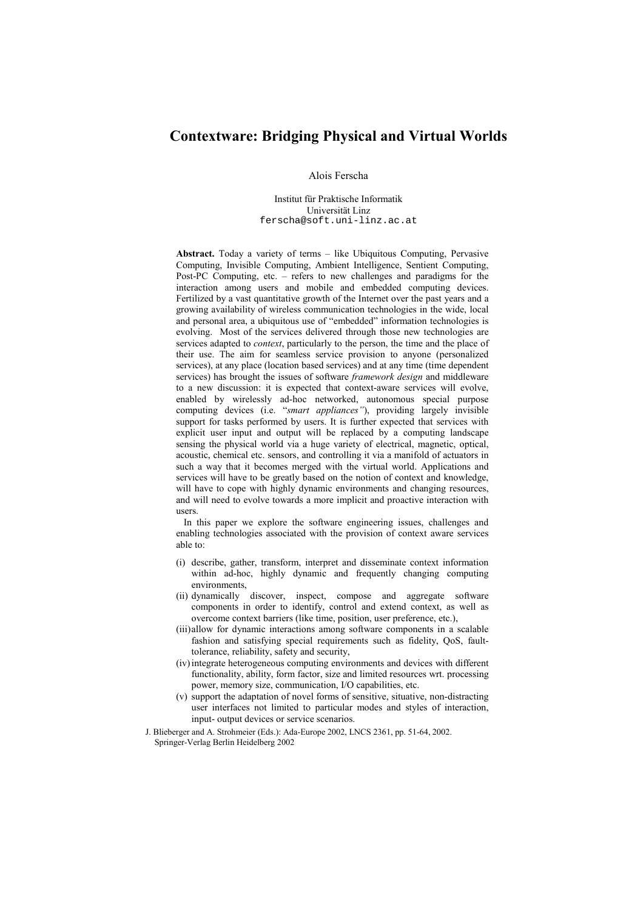# Contextware: Bridging Physical and Virtual Worlds

Alois Ferscha

Institut für Praktische Informatik
Universität Linz
ferscha@soft.uni-linz.ac.at

**Abstract.** Today a variety of terms – like Ubiquitous Computing, Pervasive Computing, Invisible Computing, Ambient Intelligence, Sentient Computing, Post-PC Computing, etc. – refers to new challenges and paradigms for the interaction among users and mobile and embedded computing devices. Fertilized by a vast quantitative growth of the Internet over the past years and a growing availability of wireless communication technologies in the wide, local and personal area, a ubiquitous use of "embedded" information technologies is evolving. Most of the services delivered through those new technologies are services adapted to *context*, particularly to the person, the time and the place of their use. The aim for seamless service provision to anyone (personalized services), at any place (location based services) and at any time (time dependent services) has brought the issues of software *framework design* and middleware to a new discussion: it is expected that context-aware services will evolve, enabled by wirelessly ad-hoc networked, autonomous special purpose computing devices (i.e. "*smart appliances"*), providing largely invisible support for tasks performed by users. It is further expected that services with explicit user input and output will be replaced by a computing landscape sensing the physical world via a huge variety of electrical, magnetic, optical, acoustic, chemical etc. sensors, and controlling it via a manifold of actuators in such a way that it becomes merged with the virtual world. Applications and services will have to be greatly based on the notion of context and knowledge, will have to cope with highly dynamic environments and changing resources, and will need to evolve towards a more implicit and proactive interaction with users.

In this paper we explore the software engineering issues, challenges and enabling technologies associated with the provision of context aware services able to:

(i) describe, gather, transform, interpret and disseminate context information within ad-hoc, highly dynamic and frequently changing computing environments,
(ii) dynamically discover, inspect, compose and aggregate software components in order to identify, control and extend context, as well as overcome context barriers (like time, position, user preference, etc.),
(iii) allow for dynamic interactions among software components in a scalable fashion and satisfying special requirements such as fidelity, QoS, fault-tolerance, reliability, safety and security,
(iv) integrate heterogeneous computing environments and devices with different functionality, ability, form factor, size and limited resources wrt. processing power, memory size, communication, I/O capabilities, etc.
(v) support the adaptation of novel forms of sensitive, situative, non-distracting user interfaces not limited to particular modes and styles of interaction, input- output devices or service scenarios.

J. Blieberger and A. Strohmeier (Eds.): Ada-Europe 2002, LNCS 2361, pp. 51-64, 2002.
Springer-Verlag Berlin Heidelberg 2002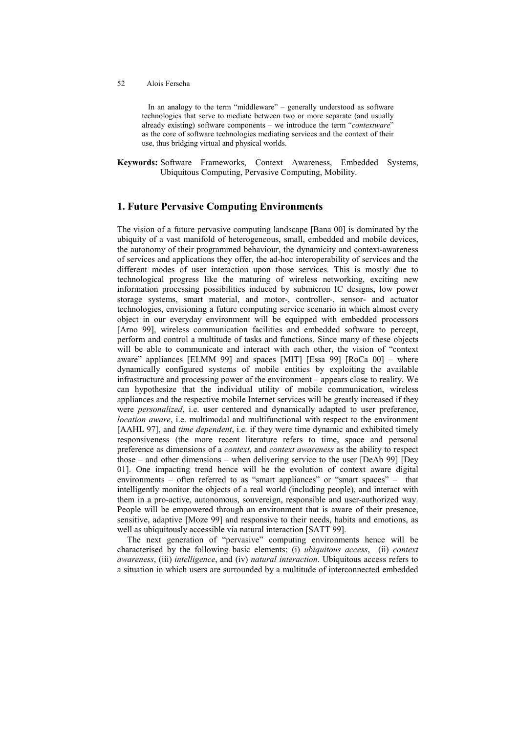In an analogy to the term "middleware" – generally understood as software technologies that serve to mediate between two or more separate (and usually already existing) software components – we introduce the term "*contextware*" as the core of software technologies mediating services and the context of their use, thus bridging virtual and physical worlds.

**Keywords:** Software Frameworks, Context Awareness, Embedded Systems, Ubiquitous Computing, Pervasive Computing, Mobility.

## 1. Future Pervasive Computing Environments

The vision of a future pervasive computing landscape [Bana 00] is dominated by the ubiquity of a vast manifold of heterogeneous, small, embedded and mobile devices, the autonomy of their programmed behaviour, the dynamicity and context-awareness of services and applications they offer, the ad-hoc interoperability of services and the different modes of user interaction upon those services. This is mostly due to technological progress like the maturing of wireless networking, exciting new information processing possibilities induced by submicron IC designs, low power storage systems, smart material, and motor-, controller-, sensor- and actuator technologies, envisioning a future computing service scenario in which almost every object in our everyday environment will be equipped with embedded processors [Arno 99], wireless communication facilities and embedded software to percept, perform and control a multitude of tasks and functions. Since many of these objects will be able to communicate and interact with each other, the vision of "context aware" appliances [ELMM 99] and spaces [MIT] [Essa 99] [RoCa 00] – where dynamically configured systems of mobile entities by exploiting the available infrastructure and processing power of the environment – appears close to reality. We can hypothesize that the individual utility of mobile communication, wireless appliances and the respective mobile Internet services will be greatly increased if they were *personalized*, i.e. user centered and dynamically adapted to user preference, *location aware*, i.e. multimodal and multifunctional with respect to the environment [AAHL 97], and *time dependent*, i.e. if they were time dynamic and exhibited timely responsiveness (the more recent literature refers to time, space and personal preference as dimensions of a *context*, and *context awareness* as the ability to respect those – and other dimensions – when delivering service to the user [DeAb 99] [Dey 01]. One impacting trend hence will be the evolution of context aware digital environments – often referred to as "smart appliances" or "smart spaces" – that intelligently monitor the objects of a real world (including people), and interact with them in a pro-active, autonomous, souvereign, responsible and user-authorized way. People will be empowered through an environment that is aware of their presence, sensitive, adaptive [Moze 99] and responsive to their needs, habits and emotions, as well as ubiquitously accessible via natural interaction [SATT 99].

The next generation of "pervasive" computing environments hence will be characterised by the following basic elements: (i) *ubiquitous access*, (ii) *context awareness*, (iii) *intelligence*, and (iv) *natural interaction*. Ubiquitous access refers to a situation in which users are surrounded by a multitude of interconnected embedded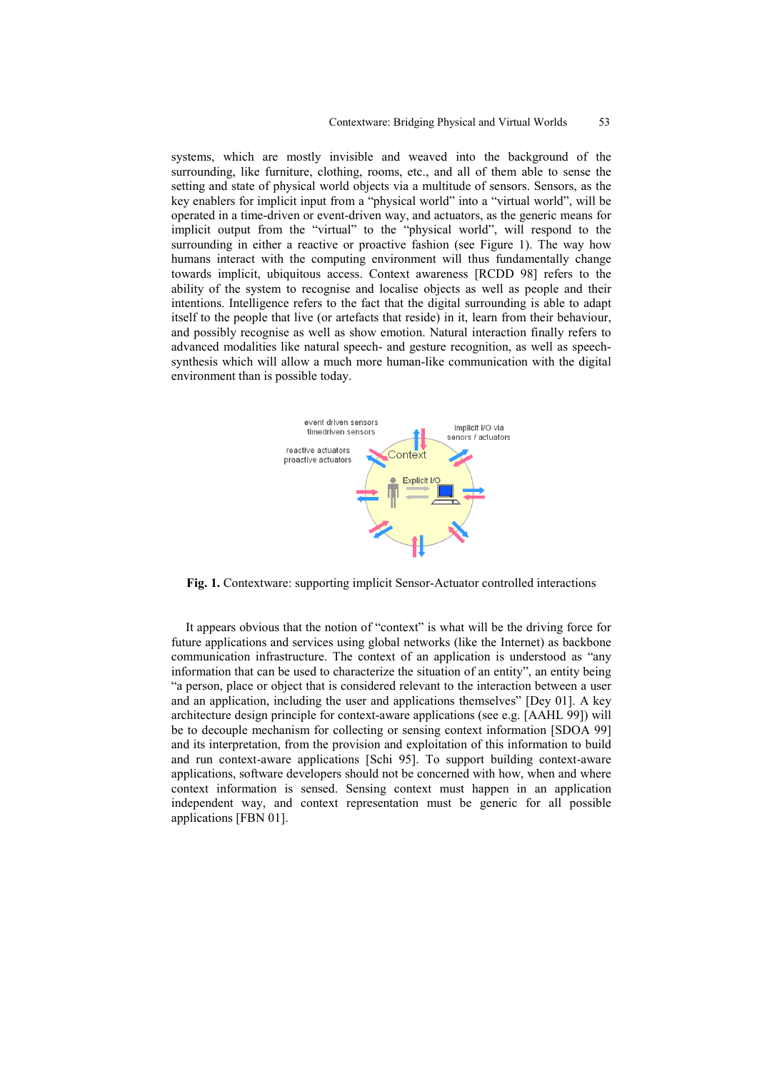systems, which are mostly invisible and weaved into the background of the surrounding, like furniture, clothing, rooms, etc., and all of them able to sense the setting and state of physical world objects via a multitude of sensors. Sensors, as the key enablers for implicit input from a "physical world" into a "virtual world", will be operated in a time-driven or event-driven way, and actuators, as the generic means for implicit output from the "virtual" to the "physical world", will respond to the surrounding in either a reactive or proactive fashion (see Figure 1). The way how humans interact with the computing environment will thus fundamentally change towards implicit, ubiquitous access. Context awareness [RCDD 98] refers to the ability of the system to recognise and localise objects as well as people and their intentions. Intelligence refers to the fact that the digital surrounding is able to adapt itself to the people that live (or artefacts that reside) in it, learn from their behaviour, and possibly recognise as well as show emotion. Natural interaction finally refers to advanced modalities like natural speech- and gesture recognition, as well as speech-synthesis which will allow a much more human-like communication with the digital environment than is possible today.

**Fig. 1.** Contextware: supporting implicit Sensor-Actuator controlled interactions

It appears obvious that the notion of "context" is what will be the driving force for future applications and services using global networks (like the Internet) as backbone communication infrastructure. The context of an application is understood as "any information that can be used to characterize the situation of an entity", an entity being "a person, place or object that is considered relevant to the interaction between a user and an application, including the user and applications themselves" [Dey 01]. A key architecture design principle for context-aware applications (see e.g. [AAHL 99]) will be to decouple mechanism for collecting or sensing context information [SDOA 99] and its interpretation, from the provision and exploitation of this information to build and run context-aware applications [Schi 95]. To support building context-aware applications, software developers should not be concerned with how, when and where context information is sensed. Sensing context must happen in an application independent way, and context representation must be generic for all possible applications [FBN 01].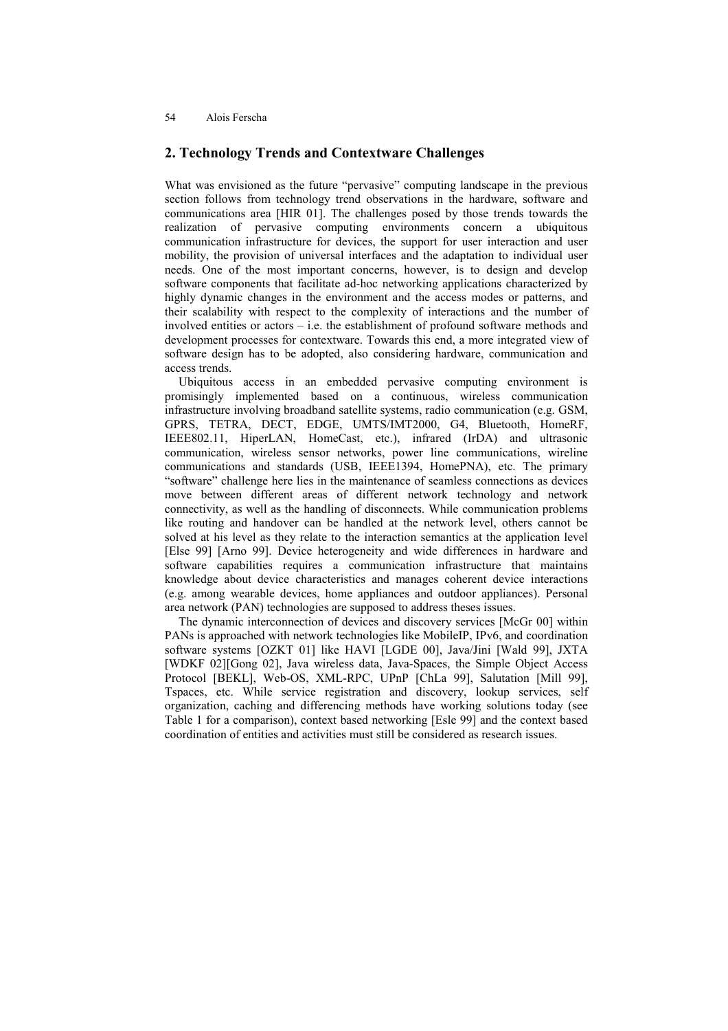## 2. Technology Trends and Contextware Challenges

What was envisioned as the future "pervasive" computing landscape in the previous section follows from technology trend observations in the hardware, software and communications area [HIR 01]. The challenges posed by those trends towards the realization of pervasive computing environments concern a ubiquitous communication infrastructure for devices, the support for user interaction and user mobility, the provision of universal interfaces and the adaptation to individual user needs. One of the most important concerns, however, is to design and develop software components that facilitate ad-hoc networking applications characterized by highly dynamic changes in the environment and the access modes or patterns, and their scalability with respect to the complexity of interactions and the number of involved entities or actors – i.e. the establishment of profound software methods and development processes for contextware. Towards this end, a more integrated view of software design has to be adopted, also considering hardware, communication and access trends.

Ubiquitous access in an embedded pervasive computing environment is promisingly implemented based on a continuous, wireless communication infrastructure involving broadband satellite systems, radio communication (e.g. GSM, GPRS, TETRA, DECT, EDGE, UMTS/IMT2000, G4, Bluetooth, HomeRF, IEEE802.11, HiperLAN, HomeCast, etc.), infrared (IrDA) and ultrasonic communication, wireless sensor networks, power line communications, wireline communications and standards (USB, IEEE1394, HomePNA), etc. The primary "software" challenge here lies in the maintenance of seamless connections as devices move between different areas of different network technology and network connectivity, as well as the handling of disconnects. While communication problems like routing and handover can be handled at the network level, others cannot be solved at his level as they relate to the interaction semantics at the application level [Else 99] [Arno 99]. Device heterogeneity and wide differences in hardware and software capabilities requires a communication infrastructure that maintains knowledge about device characteristics and manages coherent device interactions (e.g. among wearable devices, home appliances and outdoor appliances). Personal area network (PAN) technologies are supposed to address theses issues.

The dynamic interconnection of devices and discovery services [McGr 00] within PANs is approached with network technologies like MobileIP, IPv6, and coordination software systems [OZKT 01] like HAVI [LGDE 00], Java/Jini [Wald 99], JXTA [WDKF 02][Gong 02], Java wireless data, Java-Spaces, the Simple Object Access Protocol [BEKL], Web-OS, XML-RPC, UPnP [ChLa 99], Salutation [Mill 99], Tspaces, etc. While service registration and discovery, lookup services, self organization, caching and differencing methods have working solutions today (see Table 1 for a comparison), context based networking [Esle 99] and the context based coordination of entities and activities must still be considered as research issues.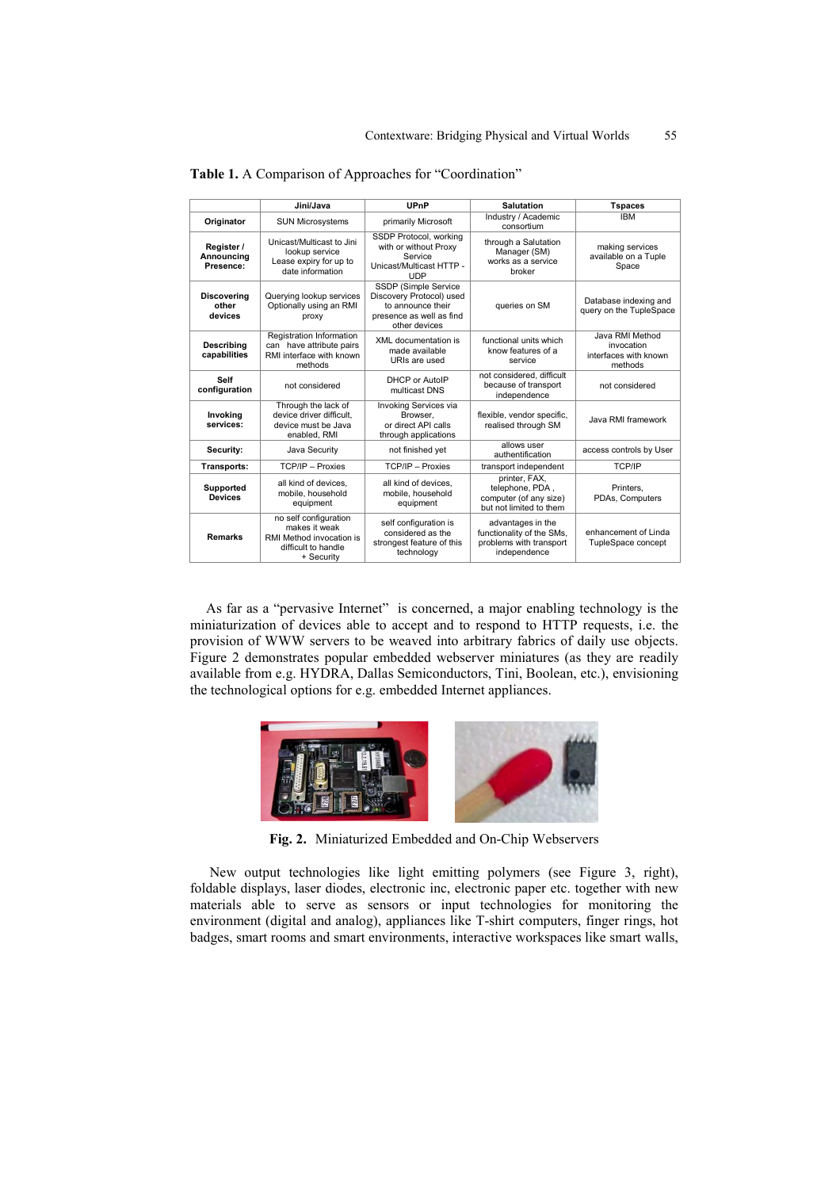**Table 1.** A Comparison of Approaches for "Coordination"

| | Jini/Java | UPnP | Salutation | Tspaces |
|---|---|---|---|---|
| **Originator** | SUN Microsystems | primarily Microsoft | Industry / Academic consortium | IBM |
| **Register / Announcing Presence:** | Unicast/Multicast to Jini lookup service Lease expiry for up to date information | SSDP Protocol, working with or without Proxy Service Unicast/Multicast HTTP - UDP | through a Salutation Manager (SM) works as a service broker | making services available on a Tuple Space |
| **Discovering other devices** | Querying lookup services Optionally using an RMI proxy | SSDP (Simple Service Discovery Protocol) used to announce their presence as well as find other devices | queries on SM | Database indexing and query on the TupleSpace |
| **Describing capabilities** | Registration Information can have attribute pairs RMI interface with known methods | XML documentation is made available URIs are used | functional units which know features of a service | Java RMI Method invocation interfaces with known methods |
| **Self configuration** | not considered | DHCP or AutoIP multicast DNS | not considered, difficult because of transport independence | not considered |
| **Invoking services:** | Through the lack of device driver difficult, device must be Java enabled, RMI | Invoking Services via Browser, or direct API calls through applications | flexible, vendor specific, realised through SM | Java RMI framework |
| **Security:** | Java Security | not finished yet | allows user authentification | access controls by User |
| **Transports:** | TCP/IP – Proxies | TCP/IP – Proxies | transport independent | TCP/IP |
| **Supported Devices** | all kind of devices, mobile, household equipment | all kind of devices, mobile, household equipment | printer, FAX, telephone, PDA , computer (of any size) but not limited to them | Printers, PDAs, Computers |
| **Remarks** | no self configuration makes it weak RMI Method invocation is difficult to handle + Security | self configuration is considered as the strongest feature of this technology | advantages in the functionality of the SMs, problems with transport independence | enhancement of Linda TupleSpace concept |

As far as a "pervasive Internet" is concerned, a major enabling technology is the miniaturization of devices able to accept and to respond to HTTP requests, i.e. the provision of WWW servers to be weaved into arbitrary fabrics of daily use objects. Figure 2 demonstrates popular embedded webserver miniatures (as they are readily available from e.g. HYDRA, Dallas Semiconductors, Tini, Boolean, etc.), envisioning the technological options for e.g. embedded Internet appliances.

**Fig. 2.** Miniaturized Embedded and On-Chip Webservers

New output technologies like light emitting polymers (see Figure 3, right), foldable displays, laser diodes, electronic inc, electronic paper etc. together with new materials able to serve as sensors or input technologies for monitoring the environment (digital and analog), appliances like T-shirt computers, finger rings, hot badges, smart rooms and smart environments, interactive workspaces like smart walls,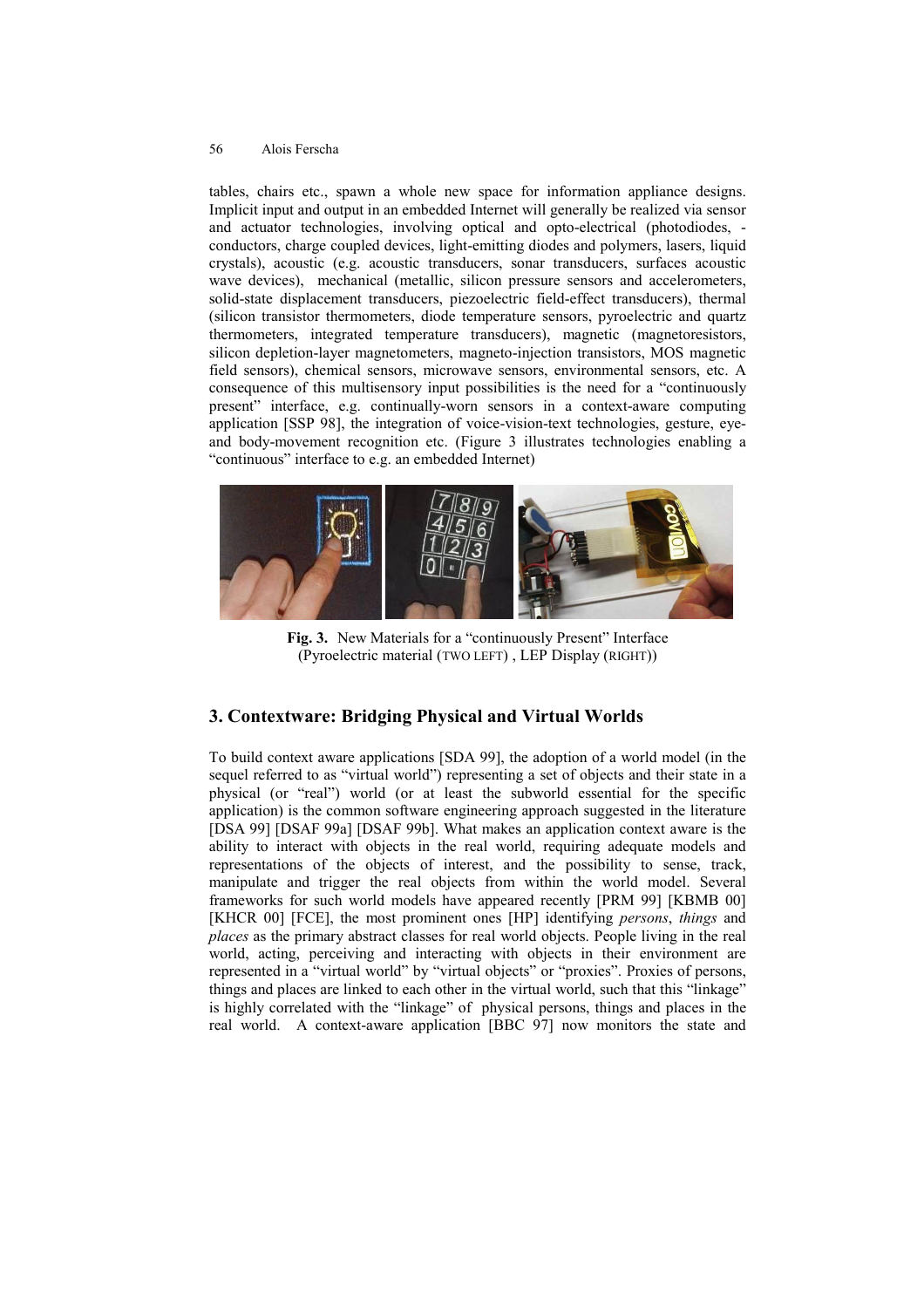tables, chairs etc., spawn a whole new space for information appliance designs. Implicit input and output in an embedded Internet will generally be realized via sensor and actuator technologies, involving optical and opto-electrical (photodiodes, -conductors, charge coupled devices, light-emitting diodes and polymers, lasers, liquid crystals), acoustic (e.g. acoustic transducers, sonar transducers, surfaces acoustic wave devices), mechanical (metallic, silicon pressure sensors and accelerometers, solid-state displacement transducers, piezoelectric field-effect transducers), thermal (silicon transistor thermometers, diode temperature sensors, pyroelectric and quartz thermometers, integrated temperature transducers), magnetic (magnetoresistors, silicon depletion-layer magnetometers, magneto-injection transistors, MOS magnetic field sensors), chemical sensors, microwave sensors, environmental sensors, etc. A consequence of this multisensory input possibilities is the need for a "continuously present" interface, e.g. continually-worn sensors in a context-aware computing application [SSP 98], the integration of voice-vision-text technologies, gesture, eye- and body-movement recognition etc. (Figure 3 illustrates technologies enabling a "continuous" interface to e.g. an embedded Internet)

**Fig. 3.** New Materials for a "continuously Present" Interface (Pyroelectric material (TWO LEFT) , LEP Display (RIGHT))

## 3. Contextware: Bridging Physical and Virtual Worlds

To build context aware applications [SDA 99], the adoption of a world model (in the sequel referred to as "virtual world") representing a set of objects and their state in a physical (or "real") world (or at least the subworld essential for the specific application) is the common software engineering approach suggested in the literature [DSA 99] [DSAF 99a] [DSAF 99b]. What makes an application context aware is the ability to interact with objects in the real world, requiring adequate models and representations of the objects of interest, and the possibility to sense, track, manipulate and trigger the real objects from within the world model. Several frameworks for such world models have appeared recently [PRM 99] [KBMB 00] [KHCR 00] [FCE], the most prominent ones [HP] identifying *persons*, *things* and *places* as the primary abstract classes for real world objects. People living in the real world, acting, perceiving and interacting with objects in their environment are represented in a "virtual world" by "virtual objects" or "proxies". Proxies of persons, things and places are linked to each other in the virtual world, such that this "linkage" is highly correlated with the "linkage" of physical persons, things and places in the real world. A context-aware application [BBC 97] now monitors the state and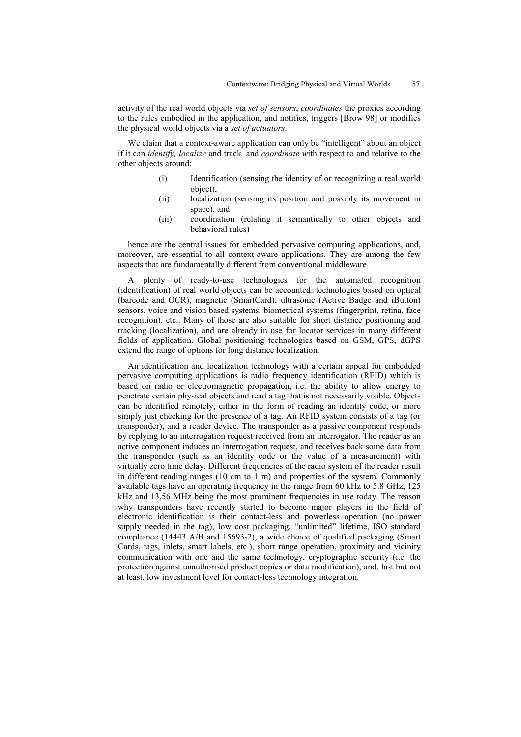activity of the real world objects via *set of sensors*, *coordinates* the proxies according to the rules embodied in the application, and notifies, triggers [Brow 98] or modifies the physical world objects via a *set of actuators*.

We claim that a context-aware application can only be "intelligent" about an object if it can *identify, localize* and track*,* and *coordinate w*ith respect to and relative to the other objects around:

- (i) Identification (sensing the identity of or recognizing a real world object),
- (ii) localization (sensing its position and possibly its movement in space), and
- (iii) coordination (relating it semantically to other objects and behavioral rules)

hence are the central issues for embedded pervasive computing applications, and, moreover, are essential to all context-aware applications. They are among the few aspects that are fundamentally different from conventional middleware.

A plenty of ready-to-use technologies for the automated recognition (identification) of real world objects can be accounted: technologies based on optical (barcode and OCR), magnetic (SmartCard), ultrasonic (Active Badge and iButton) sensors, voice and vision based systems, biometrical systems (fingerprint, retina, face recognition), etc.. Many of those are also suitable for short distance positioning and tracking (localization), and are already in use for locator services in many different fields of application. Global positioning technologies based on GSM, GPS, dGPS extend the range of options for long distance localization.

An identification and localization technology with a certain appeal for embedded pervasive computing applications is radio frequency identification (RFID) which is based on radio or electromagnetic propagation, i.e. the ability to allow energy to penetrate certain physical objects and read a tag that is not necessarily visible. Objects can be identified remotely, either in the form of reading an identity code, or more simply just checking for the presence of a tag. An RFID system consists of a tag (or transponder), and a reader device. The transponder as a passive component responds by replying to an interrogation request received from an interrogator. The reader as an active component induces an interrogation request, and receives back some data from the transponder (such as an identity code or the value of a measurement) with virtually zero time delay. Different frequencies of the radio system of the reader result in different reading ranges (10 cm to 1 m) and properties of the system. Commonly available tags have an operating frequency in the range from 60 kHz to 5.8 GHz, 125 kHz and 13,56 MHz being the most prominent frequencies in use today. The reason why transponders have recently started to become major players in the field of electronic identification is their contact-less and powerless operation (no power supply needed in the tag), low cost packaging, "unlimited" lifetime, ISO standard compliance (14443 A/B and 15693-2), a wide choice of qualified packaging (Smart Cards, tags, inlets, smart labels, etc.), short range operation, proximity and vicinity communication with one and the same technology, cryptographic security (i.e. the protection against unauthorised product copies or data modification), and, last but not at least, low investment level for contact-less technology integration.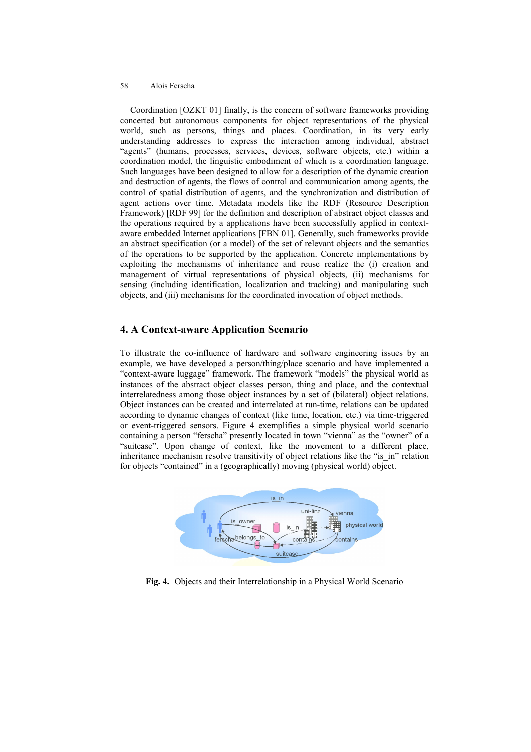Coordination [OZKT 01] finally, is the concern of software frameworks providing concerted but autonomous components for object representations of the physical world, such as persons, things and places. Coordination, in its very early understanding addresses to express the interaction among individual, abstract "agents" (humans, processes, services, devices, software objects, etc.) within a coordination model, the linguistic embodiment of which is a coordination language. Such languages have been designed to allow for a description of the dynamic creation and destruction of agents, the flows of control and communication among agents, the control of spatial distribution of agents, and the synchronization and distribution of agent actions over time. Metadata models like the RDF (Resource Description Framework) [RDF 99] for the definition and description of abstract object classes and the operations required by a applications have been successfully applied in context-aware embedded Internet applications [FBN 01]. Generally, such frameworks provide an abstract specification (or a model) of the set of relevant objects and the semantics of the operations to be supported by the application. Concrete implementations by exploiting the mechanisms of inheritance and reuse realize the (i) creation and management of virtual representations of physical objects, (ii) mechanisms for sensing (including identification, localization and tracking) and manipulating such objects, and (iii) mechanisms for the coordinated invocation of object methods.

## 4. A Context-aware Application Scenario

To illustrate the co-influence of hardware and software engineering issues by an example, we have developed a person/thing/place scenario and have implemented a "context-aware luggage" framework. The framework "models" the physical world as instances of the abstract object classes person, thing and place, and the contextual interrelatedness among those object instances by a set of (bilateral) object relations. Object instances can be created and interrelated at run-time, relations can be updated according to dynamic changes of context (like time, location, etc.) via time-triggered or event-triggered sensors. Figure 4 exemplifies a simple physical world scenario containing a person "ferscha" presently located in town "vienna" as the "owner" of a "suitcase". Upon change of context, like the movement to a different place, inheritance mechanism resolve transitivity of object relations like the "is_in" relation for objects "contained" in a (geographically) moving (physical world) object.

**Fig. 4.** Objects and their Interrelationship in a Physical World Scenario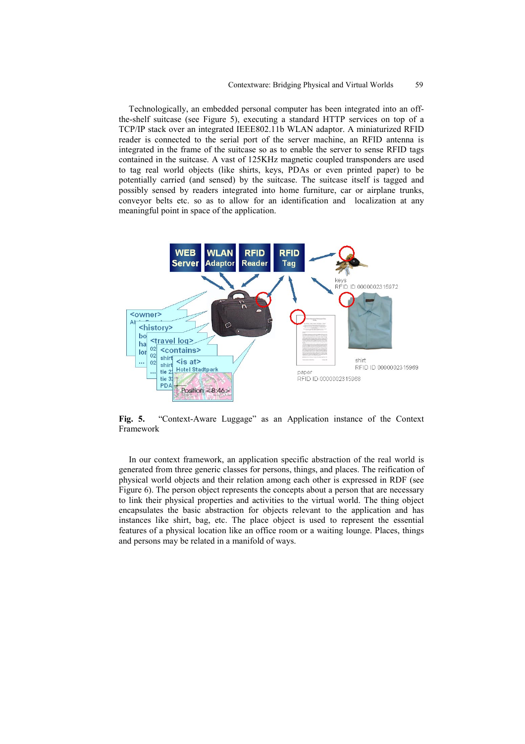Technologically, an embedded personal computer has been integrated into an off-the-shelf suitcase (see Figure 5), executing a standard HTTP services on top of a TCP/IP stack over an integrated IEEE802.11b WLAN adaptor. A miniaturized RFID reader is connected to the serial port of the server machine, an RFID antenna is integrated in the frame of the suitcase so as to enable the server to sense RFID tags contained in the suitcase. A vast of 125KHz magnetic coupled transponders are used to tag real world objects (like shirts, keys, PDAs or even printed paper) to be potentially carried (and sensed) by the suitcase. The suitcase itself is tagged and possibly sensed by readers integrated into home furniture, car or airplane trunks, conveyor belts etc. so as to allow for an identification and localization at any meaningful point in space of the application.

**Fig. 5.** "Context-Aware Luggage" as an Application instance of the Context Framework

In our context framework, an application specific abstraction of the real world is generated from three generic classes for persons, things, and places. The reification of physical world objects and their relation among each other is expressed in RDF (see Figure 6). The person object represents the concepts about a person that are necessary to link their physical properties and activities to the virtual world. The thing object encapsulates the basic abstraction for objects relevant to the application and has instances like shirt, bag, etc. The place object is used to represent the essential features of a physical location like an office room or a waiting lounge. Places, things and persons may be related in a manifold of ways.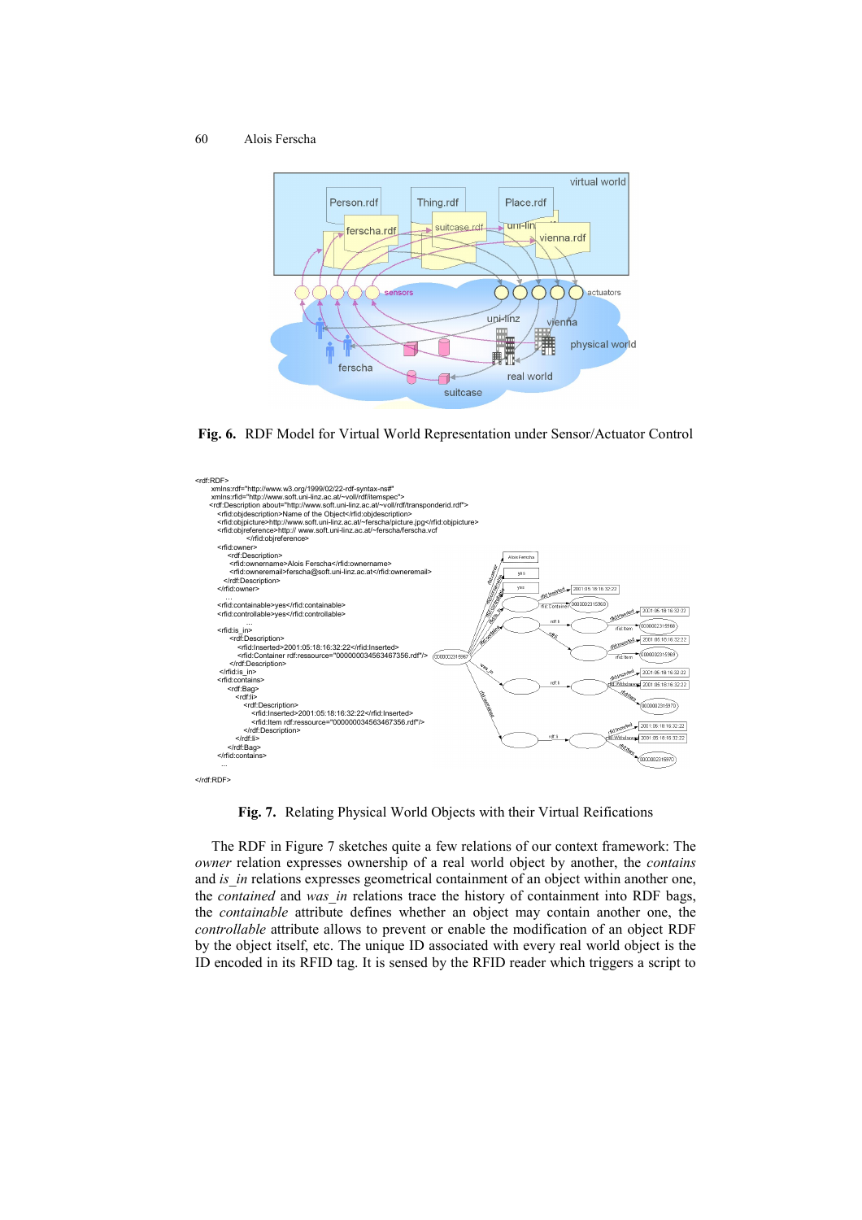Fig. 6. RDF Model for Virtual World Representation under Sensor/Actuator Control

```
<rdf:RDF>
    xmlns:rdf="http://www.w3.org/1999/02/22-rdf-syntax-ns#"
    xmlns:rfid="http://www.soft.uni-linz.ac.at/~voll/rdf/itemspec">
  <rdf:Description about="http://www.soft.uni-linz.ac.at/~voll/rdf/transponderid.rdf">
    <rfid:objdescription>Name of the Object</rfid:objdescription>
    <rfid:objpicture>http://www.soft.uni-linz.ac.at/~ferscha/picture.jpg</rfid:objpicture>
    <rfid:objreference>http:// www.soft.uni-linz.ac.at/~ferscha/ferscha.vcf
          </rfid:objreference>
    <rfid:owner>
      <rdf:Description>
        <rfid:ownername>Alois Ferscha</rfid:ownername>
        <rfid:owneremail>ferscha@soft.uni-linz.ac.at</rfid:owneremail>
      </rdf:Description>
    </rfid:owner>
      ...
    <rfid:containable>yes</rfid:containable>
    <rfid:controllable>yes</rfid:controllable>
      ...
    <rfid:is_in>
      <rdf:Description>
        <rfid:Inserted>2001:05:18:16:32:22</rfid:Inserted>
        <rfid:Container rdf:ressource="000000034563467356.rdf"/>
      </rdf:Description>
    </rfid:is_in>
    <rfid:contains>
      <rdf:Bag>
        <rdf:li>
          <rdf:Description>
            <rfid:Inserted>2001:05:18:16:32:22</rfid:Inserted>
            <rfid:Item rdf:ressource="000000034563467356.rdf"/>
          </rdf:Description>
        </rdf:li>
      </rdf:Bag>
    </rfid:contains>
    ...
</rdf:RDF>
```

Fig. 7. Relating Physical World Objects with their Virtual Reifications

The RDF in Figure 7 sketches quite a few relations of our context framework: The *owner* relation expresses ownership of a real world object by another, the *contains* and *is_in* relations expresses geometrical containment of an object within another one, the *contained* and *was_in* relations trace the history of containment into RDF bags, the *containable* attribute defines whether an object may contain another one, the *controllable* attribute allows to prevent or enable the modification of an object RDF by the object itself, etc. The unique ID associated with every real world object is the ID encoded in its RFID tag. It is sensed by the RFID reader which triggers a script to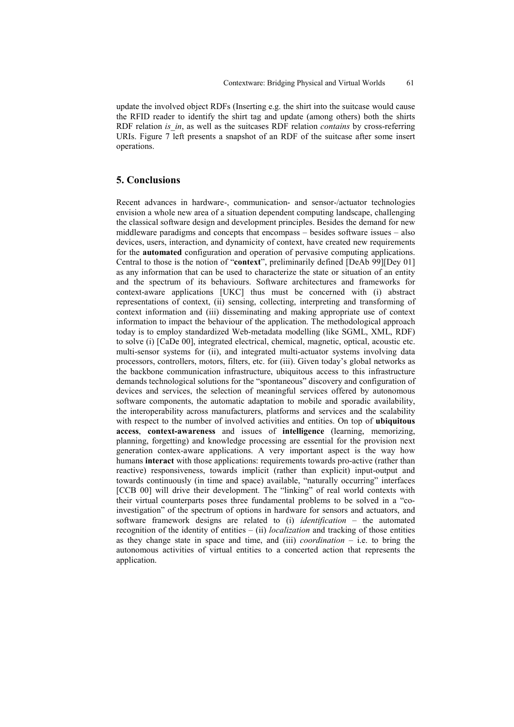update the involved object RDFs (Inserting e.g. the shirt into the suitcase would cause the RFID reader to identify the shirt tag and update (among others) both the shirts RDF relation *is_in*, as well as the suitcases RDF relation *contains* by cross-referring URIs. Figure 7 left presents a snapshot of an RDF of the suitcase after some insert operations.

## 5. Conclusions

Recent advances in hardware-, communication- and sensor-/actuator technologies envision a whole new area of a situation dependent computing landscape, challenging the classical software design and development principles. Besides the demand for new middleware paradigms and concepts that encompass – besides software issues – also devices, users, interaction, and dynamicity of context, have created new requirements for the **automated** configuration and operation of pervasive computing applications. Central to those is the notion of "**context**", preliminarily defined [DeAb 99][Dey 01] as any information that can be used to characterize the state or situation of an entity and the spectrum of its behaviours. Software architectures and frameworks for context-aware applications [UKC] thus must be concerned with (i) abstract representations of context, (ii) sensing, collecting, interpreting and transforming of context information and (iii) disseminating and making appropriate use of context information to impact the behaviour of the application. The methodological approach today is to employ standardized Web-metadata modelling (like SGML, XML, RDF) to solve (i) [CaDe 00], integrated electrical, chemical, magnetic, optical, acoustic etc. multi-sensor systems for (ii), and integrated multi-actuator systems involving data processors, controllers, motors, filters, etc. for (iii). Given today's global networks as the backbone communication infrastructure, ubiquitous access to this infrastructure demands technological solutions for the "spontaneous" discovery and configuration of devices and services, the selection of meaningful services offered by autonomous software components, the automatic adaptation to mobile and sporadic availability, the interoperability across manufacturers, platforms and services and the scalability with respect to the number of involved activities and entities. On top of **ubiquitous access**, **context-awareness** and issues of **intelligence** (learning, memorizing, planning, forgetting) and knowledge processing are essential for the provision next generation contex-aware applications. A very important aspect is the way how humans **interact** with those applications: requirements towards pro-active (rather than reactive) responsiveness, towards implicit (rather than explicit) input-output and towards continuously (in time and space) available, "naturally occurring" interfaces [CCB 00] will drive their development. The "linking" of real world contexts with their virtual counterparts poses three fundamental problems to be solved in a "co-investigation" of the spectrum of options in hardware for sensors and actuators, and software framework designs are related to (i) *identification* – the automated recognition of the identity of entities – (ii) *localization* and tracking of those entities as they change state in space and time, and (iii) *coordination* – i.e. to bring the autonomous activities of virtual entities to a concerted action that represents the application.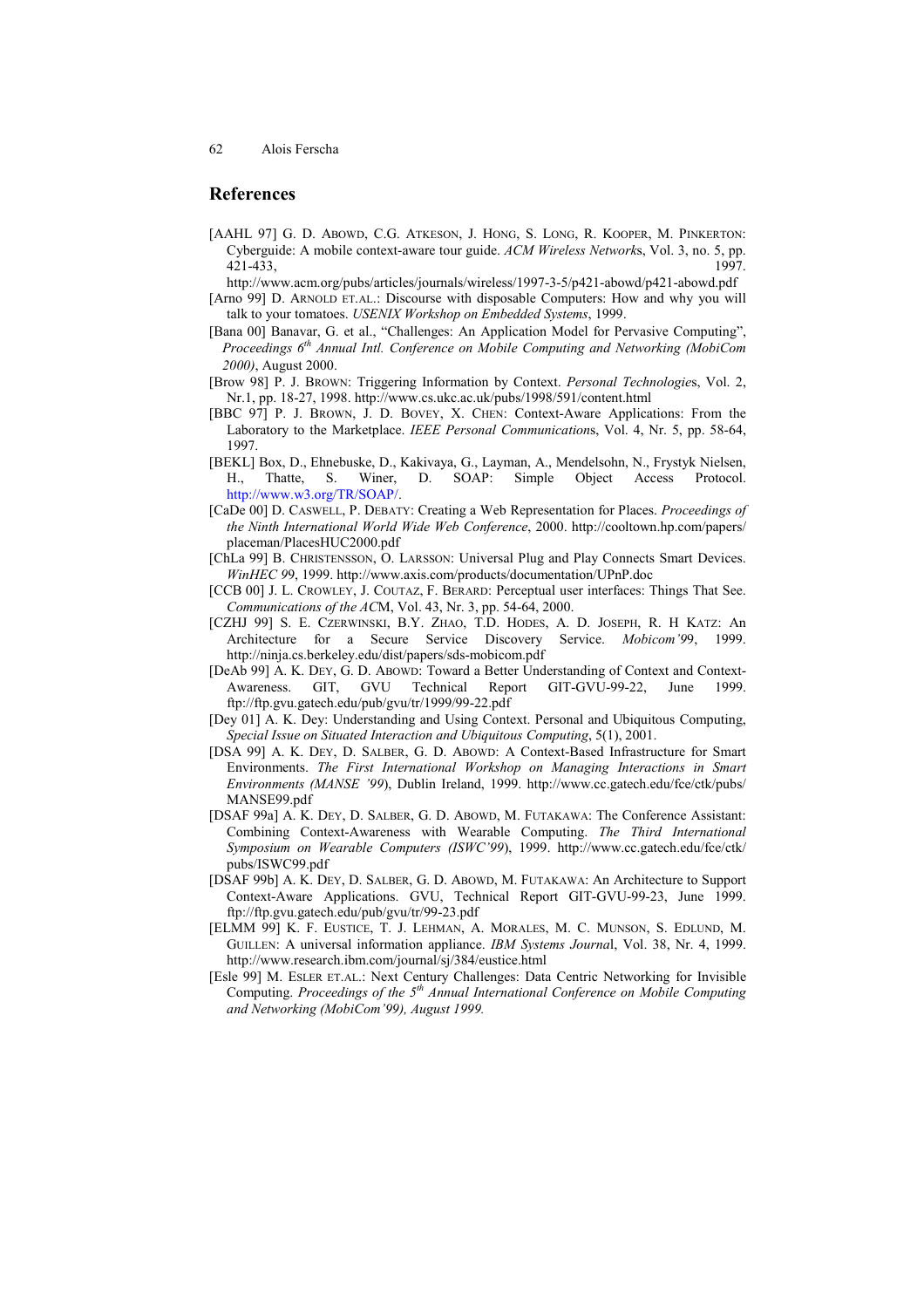## References

[AAHL 97] G. D. ABOWD, C.G. ATKESON, J. HONG, S. LONG, R. KOOPER, M. PINKERTON: Cyberguide: A mobile context-aware tour guide. *ACM Wireless Networks*, Vol. 3, no. 5, pp. 421-433, 1997. http://www.acm.org/pubs/articles/journals/wireless/1997-3-5/p421-abowd/p421-abowd.pdf

[Arno 99] D. ARNOLD ET.AL.: Discourse with disposable Computers: How and why you will talk to your tomatoes. *USENIX Workshop on Embedded Systems*, 1999.

[Bana 00] Banavar, G. et al., "Challenges: An Application Model for Pervasive Computing", *Proceedings 6th Annual Intl. Conference on Mobile Computing and Networking (MobiCom 2000)*, August 2000.

[Brow 98] P. J. BROWN: Triggering Information by Context. *Personal Technologies*, Vol. 2, Nr.1, pp. 18-27, 1998. http://www.cs.ukc.ac.uk/pubs/1998/591/content.html

[BBC 97] P. J. BROWN, J. D. BOVEY, X. CHEN: Context-Aware Applications: From the Laboratory to the Marketplace. *IEEE Personal Communications*, Vol. 4, Nr. 5, pp. 58-64, 1997.

[BEKL] Box, D., Ehnebuske, D., Kakivaya, G., Layman, A., Mendelsohn, N., Frystyk Nielsen, H., Thatte, S. Winer, D. SOAP: Simple Object Access Protocol. http://www.w3.org/TR/SOAP/.

[CaDe 00] D. CASWELL, P. DEBATY: Creating a Web Representation for Places. *Proceedings of the Ninth International World Wide Web Conference*, 2000. http://cooltown.hp.com/papers/placeman/PlacesHUC2000.pdf

[ChLa 99] B. CHRISTENSSON, O. LARSSON: Universal Plug and Play Connects Smart Devices. *WinHEC 99*, 1999. http://www.axis.com/products/documentation/UPnP.doc

[CCB 00] J. L. CROWLEY, J. COUTAZ, F. BERARD: Perceptual user interfaces: Things That See. *Communications of the ACM*, Vol. 43, Nr. 3, pp. 54-64, 2000.

[CZHJ 99] S. E. CZERWINSKI, B.Y. ZHAO, T.D. HODES, A. D. JOSEPH, R. H KATZ: An Architecture for a Secure Service Discovery Service. *Mobicom'99*, 1999. http://ninja.cs.berkeley.edu/dist/papers/sds-mobicom.pdf

[DeAb 99] A. K. DEY, G. D. ABOWD: Toward a Better Understanding of Context and Context-Awareness. GIT, GVU Technical Report GIT-GVU-99-22, June 1999. ftp://ftp.gvu.gatech.edu/pub/gvu/tr/1999/99-22.pdf

[Dey 01] A. K. Dey: Understanding and Using Context. Personal and Ubiquitous Computing, *Special Issue on Situated Interaction and Ubiquitous Computing*, 5(1), 2001.

[DSA 99] A. K. DEY, D. SALBER, G. D. ABOWD: A Context-Based Infrastructure for Smart Environments. *The First International Workshop on Managing Interactions in Smart Environments (MANSE '99)*, Dublin Ireland, 1999. http://www.cc.gatech.edu/fce/ctk/pubs/MANSE99.pdf

[DSAF 99a] A. K. DEY, D. SALBER, G. D. ABOWD, M. FUTAKAWA: The Conference Assistant: Combining Context-Awareness with Wearable Computing. *The Third International Symposium on Wearable Computers (ISWC'99)*, 1999. http://www.cc.gatech.edu/fce/ctk/pubs/ISWC99.pdf

[DSAF 99b] A. K. DEY, D. SALBER, G. D. ABOWD, M. FUTAKAWA: An Architecture to Support Context-Aware Applications. GVU, Technical Report GIT-GVU-99-23, June 1999. ftp://ftp.gvu.gatech.edu/pub/gvu/tr/99-23.pdf

[ELMM 99] K. F. EUSTICE, T. J. LEHMAN, A. MORALES, M. C. MUNSON, S. EDLUND, M. GUILLEN: A universal information appliance. *IBM Systems Journal*, Vol. 38, Nr. 4, 1999. http://www.research.ibm.com/journal/sj/384/eustice.html

[Esle 99] M. ESLER ET.AL.: Next Century Challenges: Data Centric Networking for Invisible Computing. *Proceedings of the 5th Annual International Conference on Mobile Computing and Networking (MobiCom'99), August 1999.*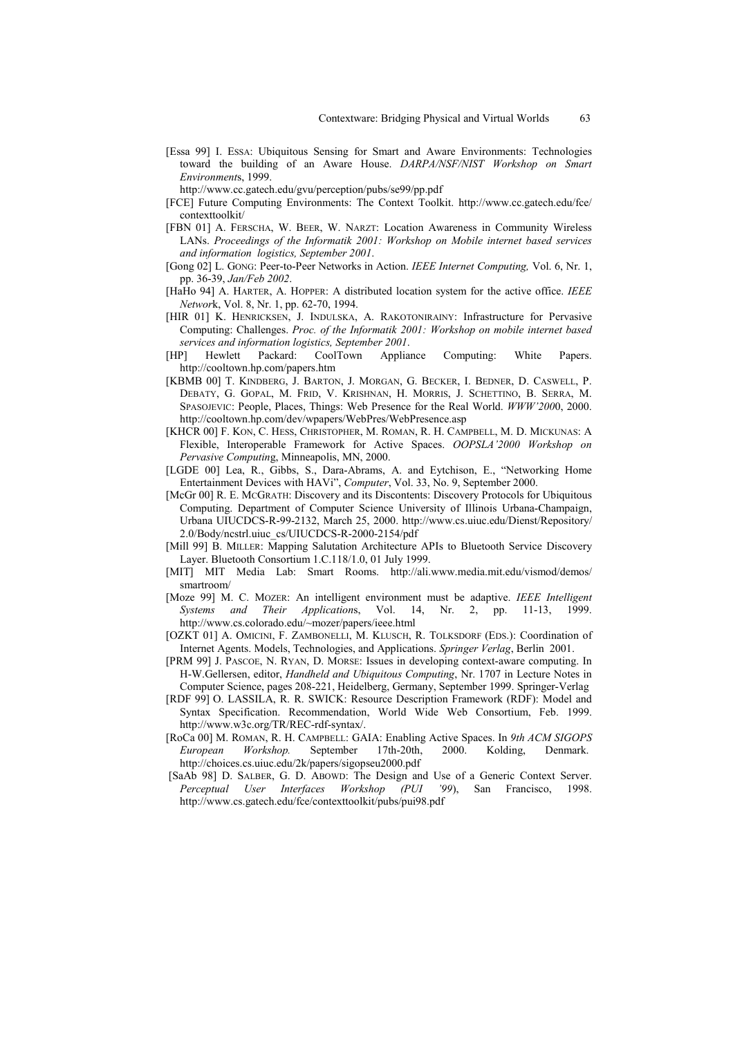[Essa 99] I. ESSA: Ubiquitous Sensing for Smart and Aware Environments: Technologies toward the building of an Aware House. *DARPA/NSF/NIST Workshop on Smart Environments*, 1999.
http://www.cc.gatech.edu/gvu/perception/pubs/se99/pp.pdf

[FCE] Future Computing Environments: The Context Toolkit. http://www.cc.gatech.edu/fce/contexttoolkit/

[FBN 01] A. FERSCHA, W. BEER, W. NARZT: Location Awareness in Community Wireless LANs. *Proceedings of the Informatik 2001: Workshop on Mobile internet based services and information logistics, September 2001*.

[Gong 02] L. GONG: Peer-to-Peer Networks in Action. *IEEE Internet Computing,* Vol. 6, Nr. 1, pp. 36-39, *Jan/Feb 2002*.

[HaHo 94] A. HARTER, A. HOPPER: A distributed location system for the active office. *IEEE Network*, Vol. 8, Nr. 1, pp. 62-70, 1994.

[HIR 01] K. HENRICKSEN, J. INDULSKA, A. RAKOTONIRAINY: Infrastructure for Pervasive Computing: Challenges. *Proc. of the Informatik 2001: Workshop on mobile internet based services and information logistics, September 2001*.

[HP] Hewlett Packard: CoolTown Appliance Computing: White Papers. http://cooltown.hp.com/papers.htm

[KBMB 00] T. KINDBERG, J. BARTON, J. MORGAN, G. BECKER, I. BEDNER, D. CASWELL, P. DEBATY, G. GOPAL, M. FRID, V. KRISHNAN, H. MORRIS, J. SCHETTINO, B. SERRA, M. SPASOJEVIC: People, Places, Things: Web Presence for the Real World. *WWW'2000*, 2000. http://cooltown.hp.com/dev/wpapers/WebPres/WebPresence.asp

[KHCR 00] F. KON, C. HESS, CHRISTOPHER, M. ROMAN, R. H. CAMPBELL, M. D. MICKUNAS: A Flexible, Interoperable Framework for Active Spaces. *OOPSLA'2000 Workshop on Pervasive Computing*, Minneapolis, MN, 2000.

[LGDE 00] Lea, R., Gibbs, S., Dara-Abrams, A. and Eytchison, E., "Networking Home Entertainment Devices with HAVi", *Computer*, Vol. 33, No. 9, September 2000.

[McGr 00] R. E. MCGRATH: Discovery and its Discontents: Discovery Protocols for Ubiquitous Computing. Department of Computer Science University of Illinois Urbana-Champaign, Urbana UIUCDCS-R-99-2132, March 25, 2000. http://www.cs.uiuc.edu/Dienst/Repository/2.0/Body/ncstrl.uiuc_cs/UIUCDCS-R-2000-2154/pdf

[Mill 99] B. MILLER: Mapping Salutation Architecture APIs to Bluetooth Service Discovery Layer. Bluetooth Consortium 1.C.118/1.0, 01 July 1999.

[MIT] MIT Media Lab: Smart Rooms. http://ali.www.media.mit.edu/vismod/demos/smartroom/

[Moze 99] M. C. MOZER: An intelligent environment must be adaptive. *IEEE Intelligent Systems and Their Applications*, Vol. 14, Nr. 2, pp. 11-13, 1999. http://www.cs.colorado.edu/~mozer/papers/ieee.html

[OZKT 01] A. OMICINI, F. ZAMBONELLI, M. KLUSCH, R. TOLKSDORF (EDS.): Coordination of Internet Agents. Models, Technologies, and Applications. *Springer Verlag*, Berlin 2001.

[PRM 99] J. PASCOE, N. RYAN, D. MORSE: Issues in developing context-aware computing. In H-W.Gellersen, editor, *Handheld and Ubiquitous Computing*, Nr. 1707 in Lecture Notes in Computer Science, pages 208-221, Heidelberg, Germany, September 1999. Springer-Verlag

[RDF 99] O. LASSILA, R. R. SWICK: Resource Description Framework (RDF): Model and Syntax Specification. Recommendation, World Wide Web Consortium, Feb. 1999. http://www.w3c.org/TR/REC-rdf-syntax/.

[RoCa 00] M. ROMAN, R. H. CAMPBELL: GAIA: Enabling Active Spaces. In *9th ACM SIGOPS European Workshop.* September 17th-20th, 2000. Kolding, Denmark. http://choices.cs.uiuc.edu/2k/papers/sigopseu2000.pdf

[SaAb 98] D. SALBER, G. D. ABOWD: The Design and Use of a Generic Context Server. *Perceptual User Interfaces Workshop (PUI '99*), San Francisco, 1998. http://www.cs.gatech.edu/fce/contexttoolkit/pubs/pui98.pdf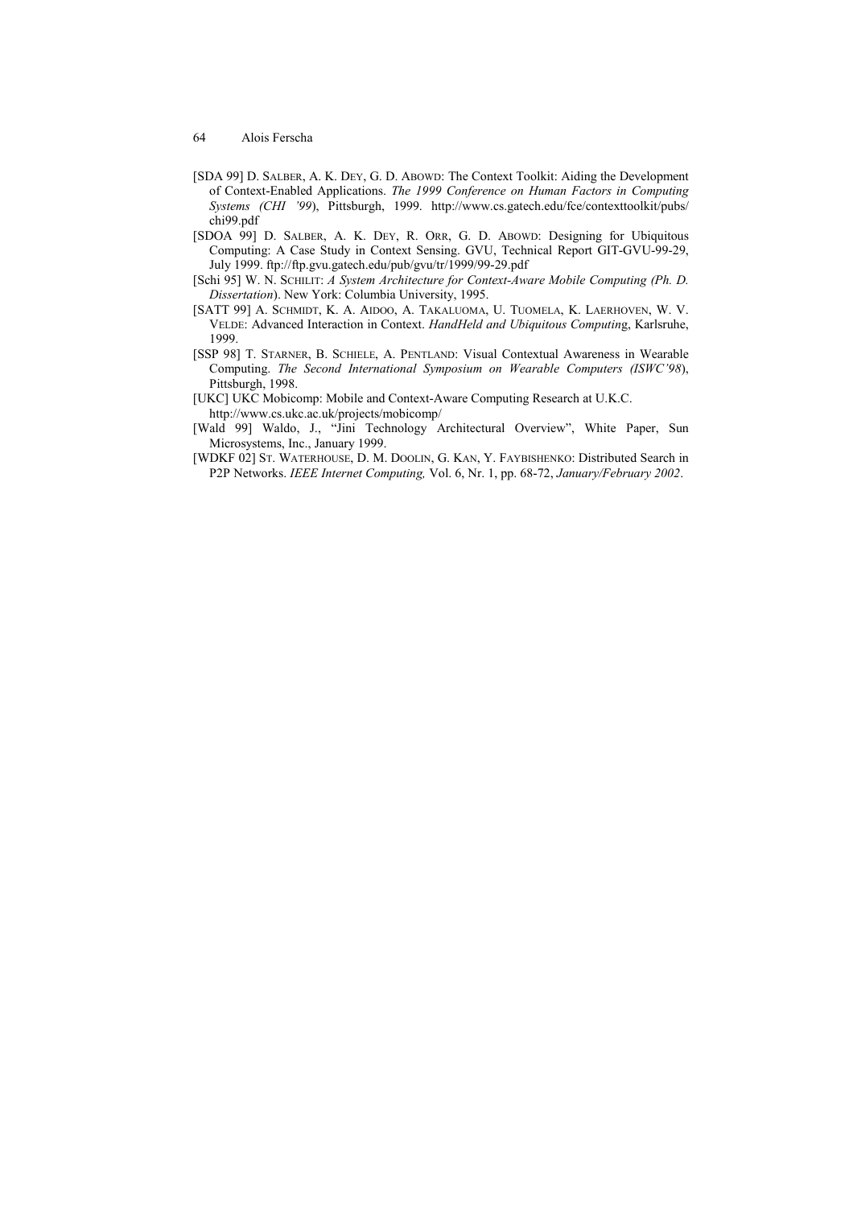[SDA 99] D. SALBER, A. K. DEY, G. D. ABOWD: The Context Toolkit: Aiding the Development of Context-Enabled Applications. *The 1999 Conference on Human Factors in Computing Systems (CHI '99*), Pittsburgh, 1999. http://www.cs.gatech.edu/fce/contexttoolkit/pubs/chi99.pdf

[SDOA 99] D. SALBER, A. K. DEY, R. ORR, G. D. ABOWD: Designing for Ubiquitous Computing: A Case Study in Context Sensing. GVU, Technical Report GIT-GVU-99-29, July 1999. ftp://ftp.gvu.gatech.edu/pub/gvu/tr/1999/99-29.pdf

[Schi 95] W. N. SCHILIT: *A System Architecture for Context-Aware Mobile Computing (Ph. D. Dissertation*). New York: Columbia University, 1995.

[SATT 99] A. SCHMIDT, K. A. AIDOO, A. TAKALUOMA, U. TUOMELA, K. LAERHOVEN, W. V. VELDE: Advanced Interaction in Context. *HandHeld and Ubiquitous Computin*g, Karlsruhe, 1999.

[SSP 98] T. STARNER, B. SCHIELE, A. PENTLAND: Visual Contextual Awareness in Wearable Computing. *The Second International Symposium on Wearable Computers (ISWC'98*), Pittsburgh, 1998.

[UKC] UKC Mobicomp: Mobile and Context-Aware Computing Research at U.K.C. http://www.cs.ukc.ac.uk/projects/mobicomp/

[Wald 99] Waldo, J., "Jini Technology Architectural Overview", White Paper, Sun Microsystems, Inc., January 1999.

[WDKF 02] ST. WATERHOUSE, D. M. DOOLIN, G. KAN, Y. FAYBISHENKO: Distributed Search in P2P Networks. *IEEE Internet Computing,* Vol. 6, Nr. 1, pp. 68-72, *January/February 2002*.